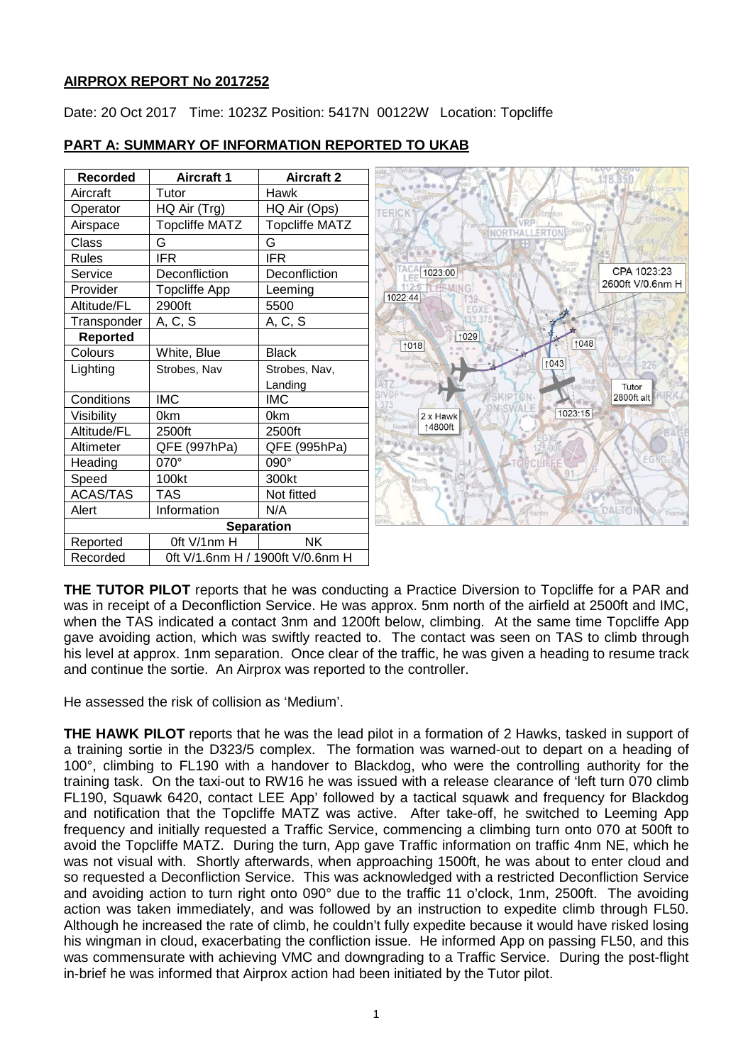## AIRPROX REPORT No 2017252

Date: 20 Oct 2017 Time: 1023Z Position: 5417N 00122W Location: Topcliffe

## PART A: SUMMARY OF INFORMATION REPORTED TO UKAB

| Recorded | Aircraft 1 | Aircraft 2 |
|---|---|---|
| Aircraft | Tutor | Hawk |
| Operator | HQ Air (Trg) | HQ Air (Ops) |
| Airspace | Topcliffe MATZ | Topcliffe MATZ |
| Class | G | G |
| Rules | IFR | IFR |
| Service | Deconfliction | Deconfliction |
| Provider | Topcliffe App | Leeming |
| Altitude/FL | 2900ft | 5500 |
| Transponder | A, C, S | A, C, S |
| **Reported** | | |
| Colours | White, Blue | Black |
| Lighting | Strobes, Nav | Strobes, Nav, Landing |
| Conditions | IMC | IMC |
| Visibility | 0km | 0km |
| Altitude/FL | 2500ft | 2500ft |
| Altimeter | QFE (997hPa) | QFE (995hPa) |
| Heading | 070° | 090° |
| Speed | 100kt | 300kt |
| ACAS/TAS | TAS | Not fitted |
| Alert | Information | N/A |
| **Separation** | | |
| Reported | 0ft V/1nm H | NK |
| Recorded | 0ft V/1.6nm H / 1900ft V/0.6nm H | |

**THE TUTOR PILOT** reports that he was conducting a Practice Diversion to Topcliffe for a PAR and was in receipt of a Deconfliction Service. He was approx. 5nm north of the airfield at 2500ft and IMC, when the TAS indicated a contact 3nm and 1200ft below, climbing. At the same time Topcliffe App gave avoiding action, which was swiftly reacted to. The contact was seen on TAS to climb through his level at approx. 1nm separation. Once clear of the traffic, he was given a heading to resume track and continue the sortie. An Airprox was reported to the controller.

He assessed the risk of collision as 'Medium'.

**THE HAWK PILOT** reports that he was the lead pilot in a formation of 2 Hawks, tasked in support of a training sortie in the D323/5 complex. The formation was warned-out to depart on a heading of 100°, climbing to FL190 with a handover to Blackdog, who were the controlling authority for the training task. On the taxi-out to RW16 he was issued with a release clearance of 'left turn 070 climb FL190, Squawk 6420, contact LEE App' followed by a tactical squawk and frequency for Blackdog and notification that the Topcliffe MATZ was active. After take-off, he switched to Leeming App frequency and initially requested a Traffic Service, commencing a climbing turn onto 070 at 500ft to avoid the Topcliffe MATZ. During the turn, App gave Traffic information on traffic 4nm NE, which he was not visual with. Shortly afterwards, when approaching 1500ft, he was about to enter cloud and so requested a Deconfliction Service. This was acknowledged with a restricted Deconfliction Service and avoiding action to turn right onto 090° due to the traffic 11 o'clock, 1nm, 2500ft. The avoiding action was taken immediately, and was followed by an instruction to expedite climb through FL50. Although he increased the rate of climb, he couldn't fully expedite because it would have risked losing his wingman in cloud, exacerbating the confliction issue. He informed App on passing FL50, and this was commensurate with achieving VMC and downgrading to a Traffic Service. During the post-flight in-brief he was informed that Airprox action had been initiated by the Tutor pilot.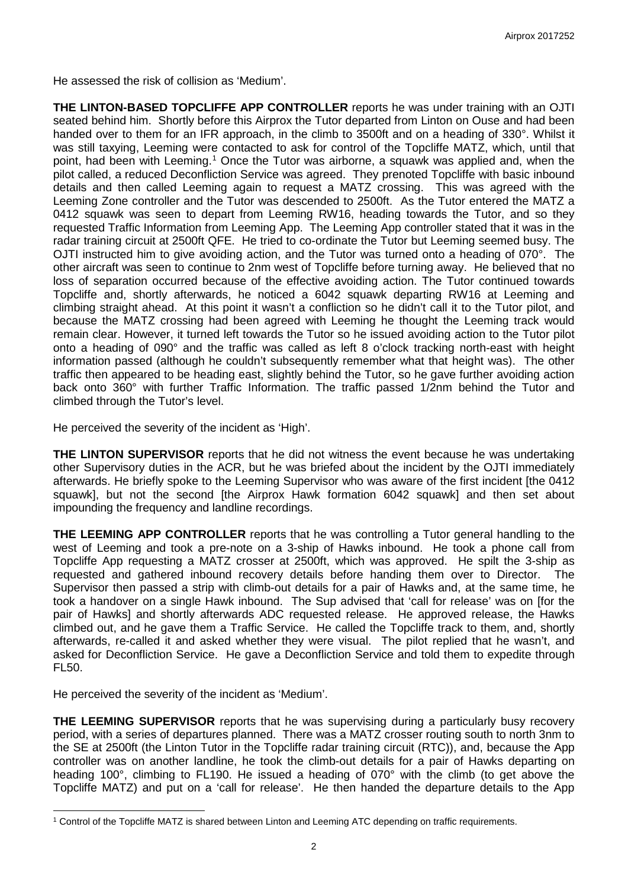He assessed the risk of collision as 'Medium'.

**THE LINTON-BASED TOPCLIFFE APP CONTROLLER** reports he was under training with an OJTI seated behind him. Shortly before this Airprox the Tutor departed from Linton on Ouse and had been handed over to them for an IFR approach, in the climb to 3500ft and on a heading of 330°. Whilst it was still taxying, Leeming were contacted to ask for control of the Topcliffe MATZ, which, until that point, had been with Leeming.[1] Once the Tutor was airborne, a squawk was applied and, when the pilot called, a reduced Deconfliction Service was agreed. They prenoted Topcliffe with basic inbound details and then called Leeming again to request a MATZ crossing. This was agreed with the Leeming Zone controller and the Tutor was descended to 2500ft. As the Tutor entered the MATZ a 0412 squawk was seen to depart from Leeming RW16, heading towards the Tutor, and so they requested Traffic Information from Leeming App. The Leeming App controller stated that it was in the radar training circuit at 2500ft QFE. He tried to co-ordinate the Tutor but Leeming seemed busy. The OJTI instructed him to give avoiding action, and the Tutor was turned onto a heading of 070°. The other aircraft was seen to continue to 2nm west of Topcliffe before turning away. He believed that no loss of separation occurred because of the effective avoiding action. The Tutor continued towards Topcliffe and, shortly afterwards, he noticed a 6042 squawk departing RW16 at Leeming and climbing straight ahead. At this point it wasn't a confliction so he didn't call it to the Tutor pilot, and because the MATZ crossing had been agreed with Leeming he thought the Leeming track would remain clear. However, it turned left towards the Tutor so he issued avoiding action to the Tutor pilot onto a heading of 090° and the traffic was called as left 8 o'clock tracking north-east with height information passed (although he couldn't subsequently remember what that height was). The other traffic then appeared to be heading east, slightly behind the Tutor, so he gave further avoiding action back onto 360° with further Traffic Information. The traffic passed 1/2nm behind the Tutor and climbed through the Tutor's level.

He perceived the severity of the incident as 'High'.

**THE LINTON SUPERVISOR** reports that he did not witness the event because he was undertaking other Supervisory duties in the ACR, but he was briefed about the incident by the OJTI immediately afterwards. He briefly spoke to the Leeming Supervisor who was aware of the first incident [the 0412 squawk], but not the second [the Airprox Hawk formation 6042 squawk] and then set about impounding the frequency and landline recordings.

**THE LEEMING APP CONTROLLER** reports that he was controlling a Tutor general handling to the west of Leeming and took a pre-note on a 3-ship of Hawks inbound. He took a phone call from Topcliffe App requesting a MATZ crosser at 2500ft, which was approved. He spilt the 3-ship as requested and gathered inbound recovery details before handing them over to Director. The Supervisor then passed a strip with climb-out details for a pair of Hawks and, at the same time, he took a handover on a single Hawk inbound. The Sup advised that 'call for release' was on [for the pair of Hawks] and shortly afterwards ADC requested release. He approved release, the Hawks climbed out, and he gave them a Traffic Service. He called the Topcliffe track to them, and, shortly afterwards, re-called it and asked whether they were visual. The pilot replied that he wasn't, and asked for Deconfliction Service. He gave a Deconfliction Service and told them to expedite through FL50.

He perceived the severity of the incident as 'Medium'.

**THE LEEMING SUPERVISOR** reports that he was supervising during a particularly busy recovery period, with a series of departures planned. There was a MATZ crosser routing south to north 3nm to the SE at 2500ft (the Linton Tutor in the Topcliffe radar training circuit (RTC)), and, because the App controller was on another landline, he took the climb-out details for a pair of Hawks departing on heading 100°, climbing to FL190. He issued a heading of 070° with the climb (to get above the Topcliffe MATZ) and put on a 'call for release'. He then handed the departure details to the App

[1] Control of the Topcliffe MATZ is shared between Linton and Leeming ATC depending on traffic requirements.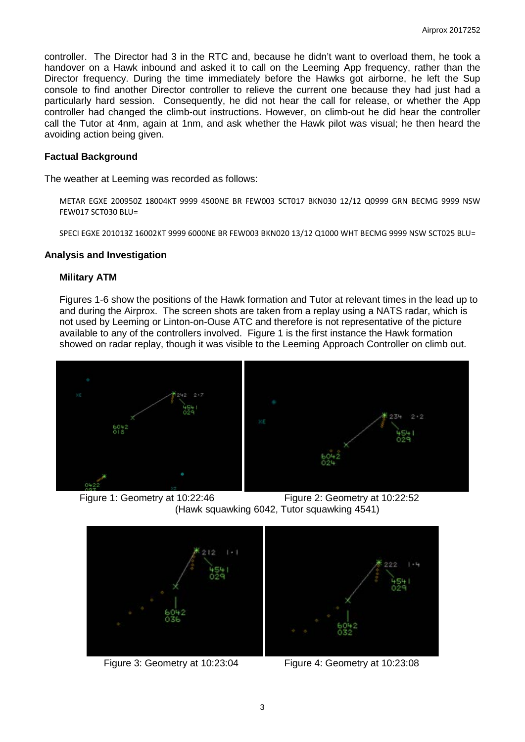controller. The Director had 3 in the RTC and, because he didn't want to overload them, he took a handover on a Hawk inbound and asked it to call on the Leeming App frequency, rather than the Director frequency. During the time immediately before the Hawks got airborne, he left the Sup console to find another Director controller to relieve the current one because they had just had a particularly hard session. Consequently, he did not hear the call for release, or whether the App controller had changed the climb-out instructions. However, on climb-out he did hear the controller call the Tutor at 4nm, again at 1nm, and ask whether the Hawk pilot was visual; he then heard the avoiding action being given.

### Factual Background

The weather at Leeming was recorded as follows:

METAR EGXE 200950Z 18004KT 9999 4500NE BR FEW003 SCT017 BKN030 12/12 Q0999 GRN BECMG 9999 NSW FEW017 SCT030 BLU=

SPECI EGXE 201013Z 16002KT 9999 6000NE BR FEW003 BKN020 13/12 Q1000 WHT BECMG 9999 NSW SCT025 BLU=

### Analysis and Investigation

#### Military ATM

Figures 1-6 show the positions of the Hawk formation and Tutor at relevant times in the lead up to and during the Airprox. The screen shots are taken from a replay using a NATS radar, which is not used by Leeming or Linton-on-Ouse ATC and therefore is not representative of the picture available to any of the controllers involved. Figure 1 is the first instance the Hawk formation showed on radar replay, though it was visible to the Leeming Approach Controller on climb out.

Figure 1: Geometry at 10:22:46 Figure 2: Geometry at 10:22:52
(Hawk squawking 6042, Tutor squawking 4541)

Figure 3: Geometry at 10:23:04 Figure 4: Geometry at 10:23:08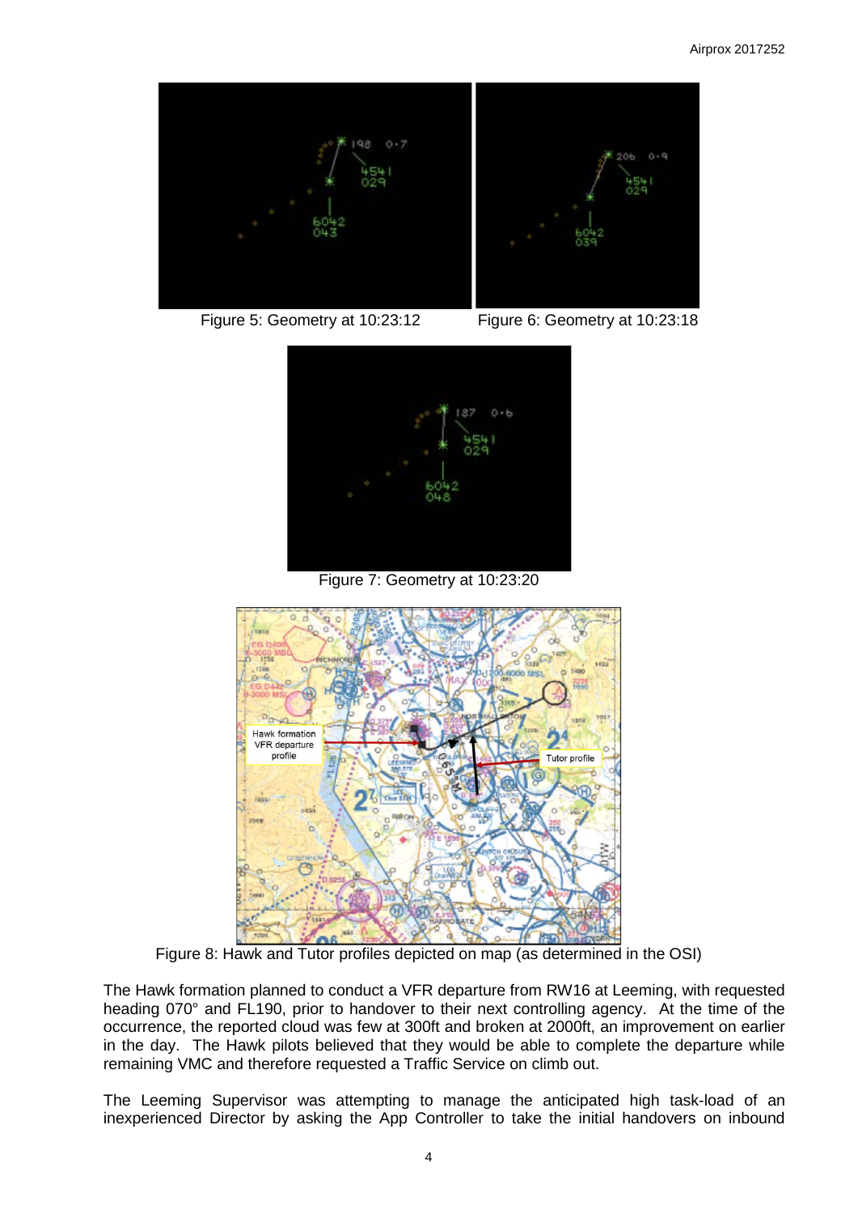Figure 5: Geometry at 10:23:12

Figure 6: Geometry at 10:23:18

Figure 7: Geometry at 10:23:20

Figure 8: Hawk and Tutor profiles depicted on map (as determined in the OSI)

The Hawk formation planned to conduct a VFR departure from RW16 at Leeming, with requested heading 070° and FL190, prior to handover to their next controlling agency. At the time of the occurrence, the reported cloud was few at 300ft and broken at 2000ft, an improvement on earlier in the day. The Hawk pilots believed that they would be able to complete the departure while remaining VMC and therefore requested a Traffic Service on climb out.

The Leeming Supervisor was attempting to manage the anticipated high task-load of an inexperienced Director by asking the App Controller to take the initial handovers on inbound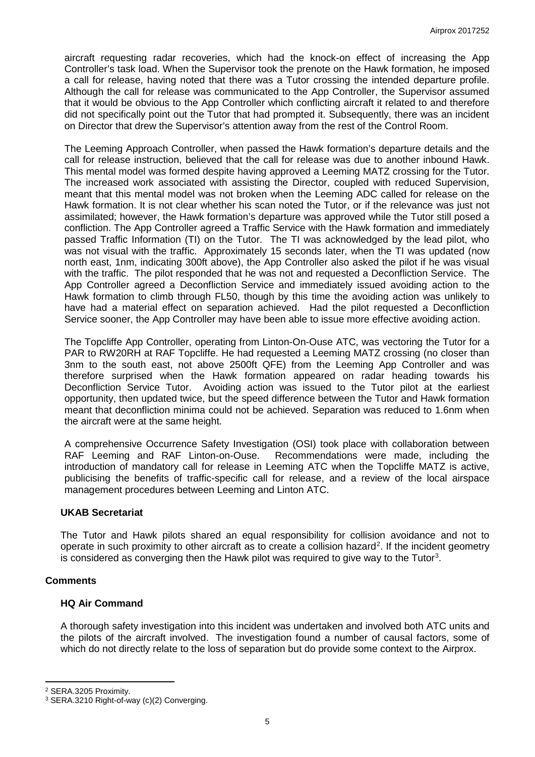aircraft requesting radar recoveries, which had the knock-on effect of increasing the App Controller's task load. When the Supervisor took the prenote on the Hawk formation, he imposed a call for release, having noted that there was a Tutor crossing the intended departure profile. Although the call for release was communicated to the App Controller, the Supervisor assumed that it would be obvious to the App Controller which conflicting aircraft it related to and therefore did not specifically point out the Tutor that had prompted it. Subsequently, there was an incident on Director that drew the Supervisor's attention away from the rest of the Control Room.

The Leeming Approach Controller, when passed the Hawk formation's departure details and the call for release instruction, believed that the call for release was due to another inbound Hawk. This mental model was formed despite having approved a Leeming MATZ crossing for the Tutor. The increased work associated with assisting the Director, coupled with reduced Supervision, meant that this mental model was not broken when the Leeming ADC called for release on the Hawk formation. It is not clear whether his scan noted the Tutor, or if the relevance was just not assimilated; however, the Hawk formation's departure was approved while the Tutor still posed a confliction. The App Controller agreed a Traffic Service with the Hawk formation and immediately passed Traffic Information (TI) on the Tutor. The TI was acknowledged by the lead pilot, who was not visual with the traffic. Approximately 15 seconds later, when the TI was updated (now north east, 1nm, indicating 300ft above), the App Controller also asked the pilot if he was visual with the traffic. The pilot responded that he was not and requested a Deconfliction Service. The App Controller agreed a Deconfliction Service and immediately issued avoiding action to the Hawk formation to climb through FL50, though by this time the avoiding action was unlikely to have had a material effect on separation achieved. Had the pilot requested a Deconfliction Service sooner, the App Controller may have been able to issue more effective avoiding action.

The Topcliffe App Controller, operating from Linton-On-Ouse ATC, was vectoring the Tutor for a PAR to RW20RH at RAF Topcliffe. He had requested a Leeming MATZ crossing (no closer than 3nm to the south east, not above 2500ft QFE) from the Leeming App Controller and was therefore surprised when the Hawk formation appeared on radar heading towards his Deconfliction Service Tutor. Avoiding action was issued to the Tutor pilot at the earliest opportunity, then updated twice, but the speed difference between the Tutor and Hawk formation meant that deconfliction minima could not be achieved. Separation was reduced to 1.6nm when the aircraft were at the same height.

A comprehensive Occurrence Safety Investigation (OSI) took place with collaboration between RAF Leeming and RAF Linton-on-Ouse. Recommendations were made, including the introduction of mandatory call for release in Leeming ATC when the Topcliffe MATZ is active, publicising the benefits of traffic-specific call for release, and a review of the local airspace management procedures between Leeming and Linton ATC.

### UKAB Secretariat

The Tutor and Hawk pilots shared an equal responsibility for collision avoidance and not to operate in such proximity to other aircraft as to create a collision hazard[2]. If the incident geometry is considered as converging then the Hawk pilot was required to give way to the Tutor[3].

## Comments

### HQ Air Command

A thorough safety investigation into this incident was undertaken and involved both ATC units and the pilots of the aircraft involved. The investigation found a number of causal factors, some of which do not directly relate to the loss of separation but do provide some context to the Airprox.

---

[2] SERA.3205 Proximity.

[3] SERA.3210 Right-of-way (c)(2) Converging.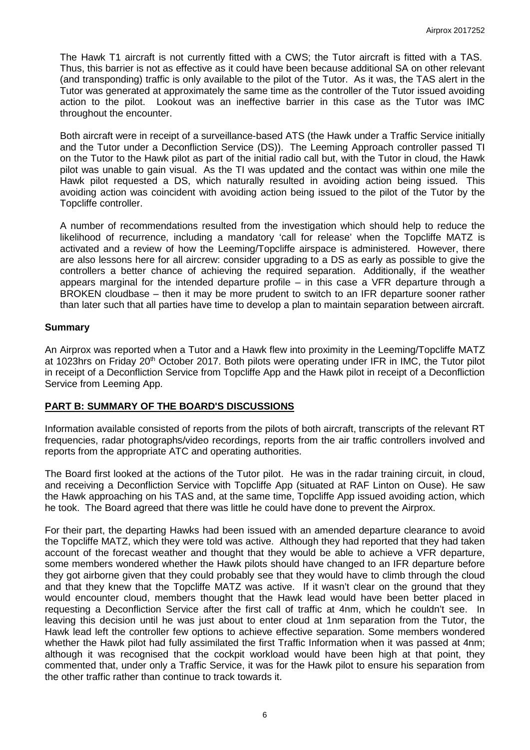The Hawk T1 aircraft is not currently fitted with a CWS; the Tutor aircraft is fitted with a TAS. Thus, this barrier is not as effective as it could have been because additional SA on other relevant (and transponding) traffic is only available to the pilot of the Tutor. As it was, the TAS alert in the Tutor was generated at approximately the same time as the controller of the Tutor issued avoiding action to the pilot. Lookout was an ineffective barrier in this case as the Tutor was IMC throughout the encounter.

Both aircraft were in receipt of a surveillance-based ATS (the Hawk under a Traffic Service initially and the Tutor under a Deconfliction Service (DS)). The Leeming Approach controller passed TI on the Tutor to the Hawk pilot as part of the initial radio call but, with the Tutor in cloud, the Hawk pilot was unable to gain visual. As the TI was updated and the contact was within one mile the Hawk pilot requested a DS, which naturally resulted in avoiding action being issued. This avoiding action was coincident with avoiding action being issued to the pilot of the Tutor by the Topcliffe controller.

A number of recommendations resulted from the investigation which should help to reduce the likelihood of recurrence, including a mandatory 'call for release' when the Topcliffe MATZ is activated and a review of how the Leeming/Topcliffe airspace is administered. However, there are also lessons here for all aircrew: consider upgrading to a DS as early as possible to give the controllers a better chance of achieving the required separation. Additionally, if the weather appears marginal for the intended departure profile – in this case a VFR departure through a BROKEN cloudbase – then it may be more prudent to switch to an IFR departure sooner rather than later such that all parties have time to develop a plan to maintain separation between aircraft.

## Summary

An Airprox was reported when a Tutor and a Hawk flew into proximity in the Leeming/Topcliffe MATZ at 1023hrs on Friday 20th October 2017. Both pilots were operating under IFR in IMC, the Tutor pilot in receipt of a Deconfliction Service from Topcliffe App and the Hawk pilot in receipt of a Deconfliction Service from Leeming App.

## PART B: SUMMARY OF THE BOARD'S DISCUSSIONS

Information available consisted of reports from the pilots of both aircraft, transcripts of the relevant RT frequencies, radar photographs/video recordings, reports from the air traffic controllers involved and reports from the appropriate ATC and operating authorities.

The Board first looked at the actions of the Tutor pilot. He was in the radar training circuit, in cloud, and receiving a Deconfliction Service with Topcliffe App (situated at RAF Linton on Ouse). He saw the Hawk approaching on his TAS and, at the same time, Topcliffe App issued avoiding action, which he took. The Board agreed that there was little he could have done to prevent the Airprox.

For their part, the departing Hawks had been issued with an amended departure clearance to avoid the Topcliffe MATZ, which they were told was active. Although they had reported that they had taken account of the forecast weather and thought that they would be able to achieve a VFR departure, some members wondered whether the Hawk pilots should have changed to an IFR departure before they got airborne given that they could probably see that they would have to climb through the cloud and that they knew that the Topcliffe MATZ was active. If it wasn't clear on the ground that they would encounter cloud, members thought that the Hawk lead would have been better placed in requesting a Deconfliction Service after the first call of traffic at 4nm, which he couldn't see. In leaving this decision until he was just about to enter cloud at 1nm separation from the Tutor, the Hawk lead left the controller few options to achieve effective separation. Some members wondered whether the Hawk pilot had fully assimilated the first Traffic Information when it was passed at 4nm; although it was recognised that the cockpit workload would have been high at that point, they commented that, under only a Traffic Service, it was for the Hawk pilot to ensure his separation from the other traffic rather than continue to track towards it.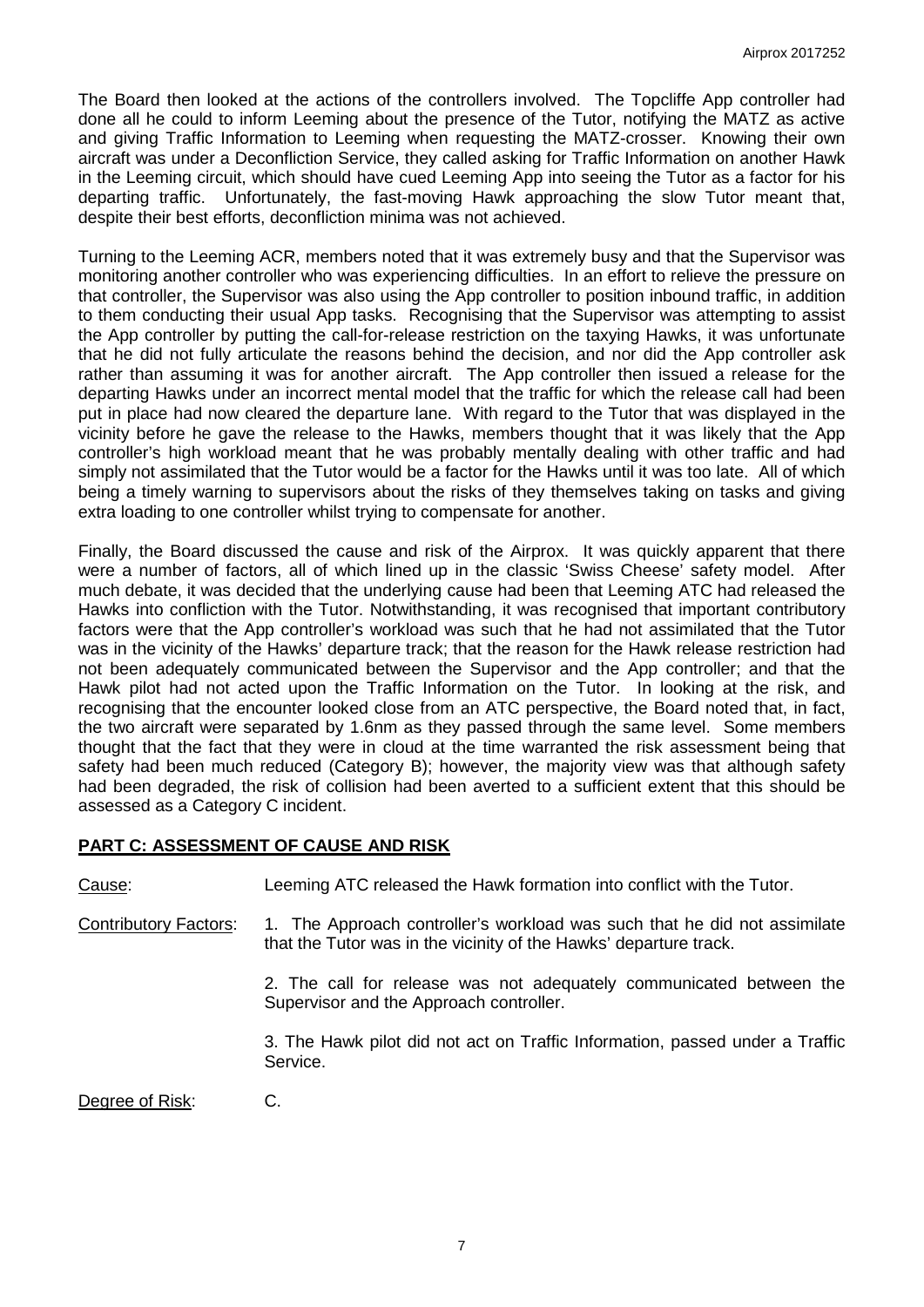The Board then looked at the actions of the controllers involved. The Topcliffe App controller had done all he could to inform Leeming about the presence of the Tutor, notifying the MATZ as active and giving Traffic Information to Leeming when requesting the MATZ-crosser. Knowing their own aircraft was under a Deconfliction Service, they called asking for Traffic Information on another Hawk in the Leeming circuit, which should have cued Leeming App into seeing the Tutor as a factor for his departing traffic. Unfortunately, the fast-moving Hawk approaching the slow Tutor meant that, despite their best efforts, deconfliction minima was not achieved.

Turning to the Leeming ACR, members noted that it was extremely busy and that the Supervisor was monitoring another controller who was experiencing difficulties. In an effort to relieve the pressure on that controller, the Supervisor was also using the App controller to position inbound traffic, in addition to them conducting their usual App tasks. Recognising that the Supervisor was attempting to assist the App controller by putting the call-for-release restriction on the taxying Hawks, it was unfortunate that he did not fully articulate the reasons behind the decision, and nor did the App controller ask rather than assuming it was for another aircraft. The App controller then issued a release for the departing Hawks under an incorrect mental model that the traffic for which the release call had been put in place had now cleared the departure lane. With regard to the Tutor that was displayed in the vicinity before he gave the release to the Hawks, members thought that it was likely that the App controller's high workload meant that he was probably mentally dealing with other traffic and had simply not assimilated that the Tutor would be a factor for the Hawks until it was too late. All of which being a timely warning to supervisors about the risks of they themselves taking on tasks and giving extra loading to one controller whilst trying to compensate for another.

Finally, the Board discussed the cause and risk of the Airprox. It was quickly apparent that there were a number of factors, all of which lined up in the classic 'Swiss Cheese' safety model. After much debate, it was decided that the underlying cause had been that Leeming ATC had released the Hawks into confliction with the Tutor. Notwithstanding, it was recognised that important contributory factors were that the App controller's workload was such that he had not assimilated that the Tutor was in the vicinity of the Hawks' departure track; that the reason for the Hawk release restriction had not been adequately communicated between the Supervisor and the App controller; and that the Hawk pilot had not acted upon the Traffic Information on the Tutor. In looking at the risk, and recognising that the encounter looked close from an ATC perspective, the Board noted that, in fact, the two aircraft were separated by 1.6nm as they passed through the same level. Some members thought that the fact that they were in cloud at the time warranted the risk assessment being that safety had been much reduced (Category B); however, the majority view was that although safety had been degraded, the risk of collision had been averted to a sufficient extent that this should be assessed as a Category C incident.

## PART C: ASSESSMENT OF CAUSE AND RISK

Cause: Leeming ATC released the Hawk formation into conflict with the Tutor.

Contributory Factors:

1. The Approach controller's workload was such that he did not assimilate that the Tutor was in the vicinity of the Hawks' departure track.

2. The call for release was not adequately communicated between the Supervisor and the Approach controller.

3. The Hawk pilot did not act on Traffic Information, passed under a Traffic Service.

Degree of Risk: C.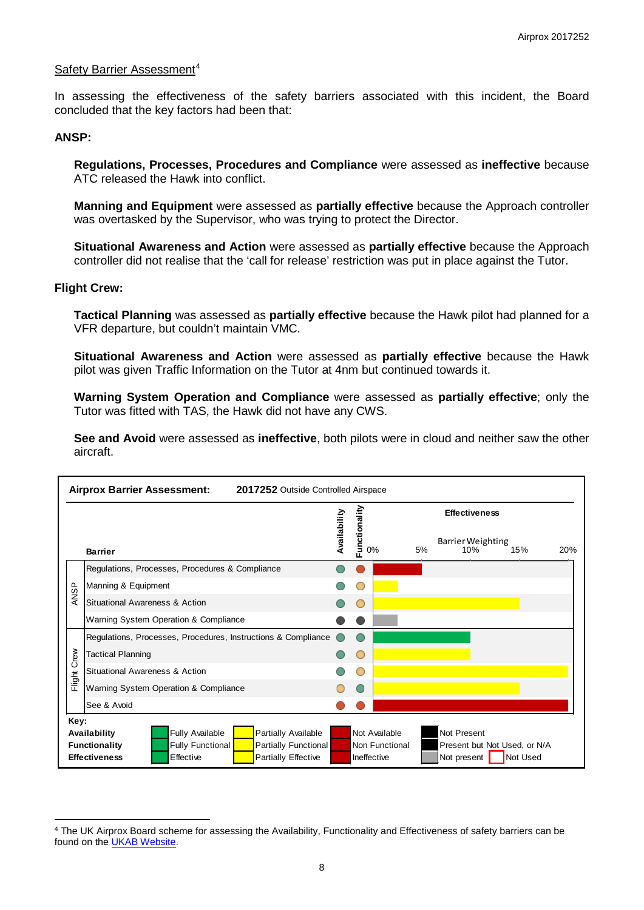Safety Barrier Assessment[4]

In assessing the effectiveness of the safety barriers associated with this incident, the Board concluded that the key factors had been that:

**ANSP:**

**Regulations, Processes, Procedures and Compliance** were assessed as **ineffective** because ATC released the Hawk into conflict.

**Manning and Equipment** were assessed as **partially effective** because the Approach controller was overtasked by the Supervisor, who was trying to protect the Director.

**Situational Awareness and Action** were assessed as **partially effective** because the Approach controller did not realise that the 'call for release' restriction was put in place against the Tutor.

**Flight Crew:**

**Tactical Planning** was assessed as **partially effective** because the Hawk pilot had planned for a VFR departure, but couldn't maintain VMC.

**Situational Awareness and Action** were assessed as **partially effective** because the Hawk pilot was given Traffic Information on the Tutor at 4nm but continued towards it.

**Warning System Operation and Compliance** were assessed as **partially effective**; only the Tutor was fitted with TAS, the Hawk did not have any CWS.

**See and Avoid** were assessed as **ineffective**, both pilots were in cloud and neither saw the other aircraft.

**Airprox Barrier Assessment:** **2017252** Outside Controlled Airspace

Barrier
Availability
Functionality
Effectiveness
Barrier Weighting
0%
5%
10%
15%
20%

ANSP
Regulations, Processes, Procedures & Compliance
Manning & Equipment
Situational Awareness & Action
Warning System Operation & Compliance

Flight Crew
Regulations, Processes, Procedures, Instructions & Compliance
Tactical Planning
Situational Awareness & Action
Warning System Operation & Compliance
See & Avoid

Key:
Availability: Fully Available, Partially Available, Not Available, Not Present
Functionality: Fully Functional, Partially Functional, Non Functional, Present but Not Used, or N/A
Effectiveness: Effective, Partially Effective, Ineffective, Not present, Not Used

---

[4] The UK Airprox Board scheme for assessing the Availability, Functionality and Effectiveness of safety barriers can be found on the UKAB Website.